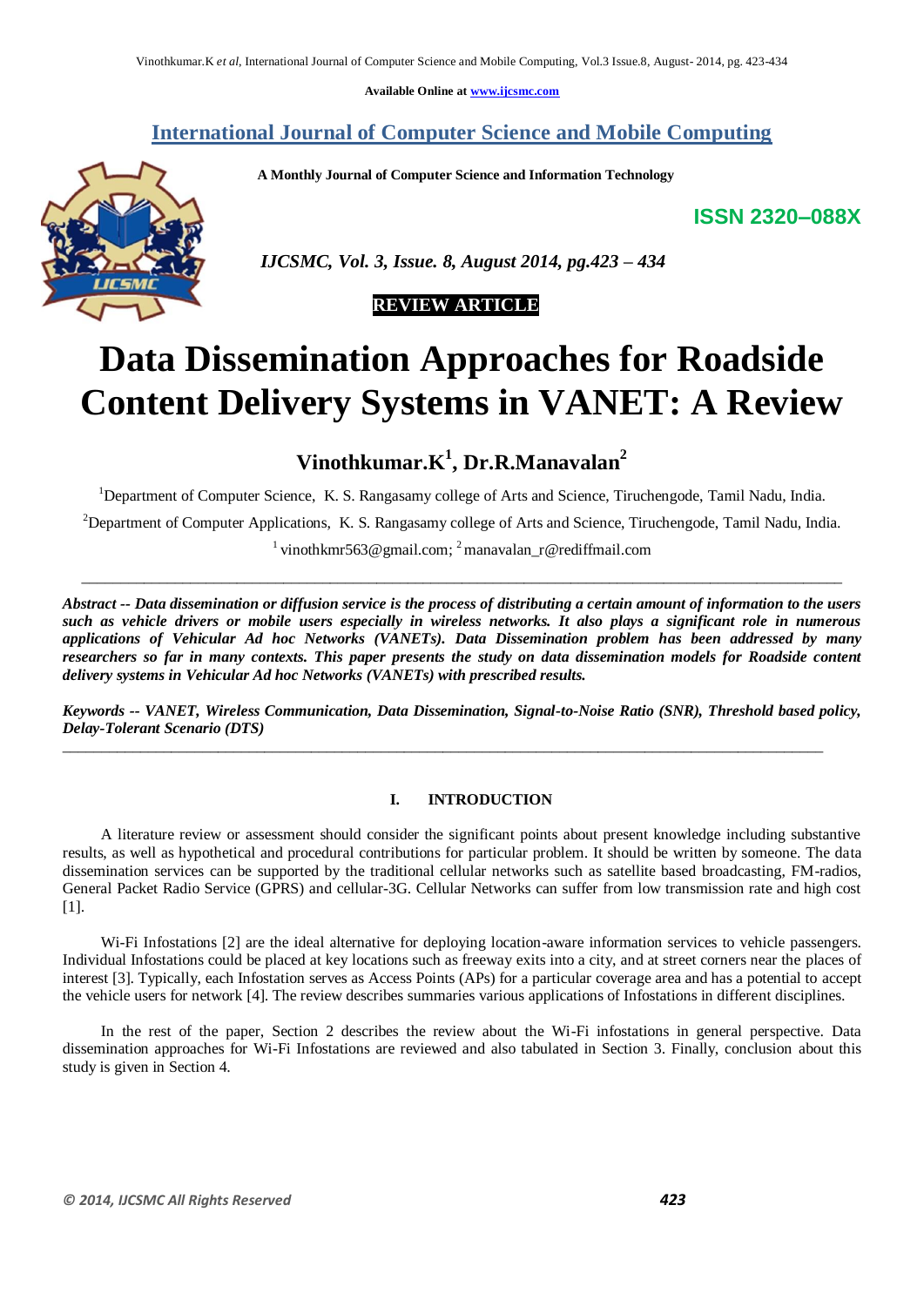Available Online at www.ijcsmc.com

# International Journal of Computer Science and Mobile Computing

**A Monthly Journal of Computer Science and Information Technology**

**ISSN 2320–088X**

***IJCSMC, Vol. 3, Issue. 8, August 2014, pg.423 – 434***

**REVIEW ARTICLE**

# Data Dissemination Approaches for Roadside Content Delivery Systems in VANET: A Review

**Vinothkumar.K[1], Dr.R.Manavalan[2]**

[1]Department of Computer Science, K. S. Rangasamy college of Arts and Science, Tiruchengode, Tamil Nadu, India.

[2]Department of Computer Applications, K. S. Rangasamy college of Arts and Science, Tiruchengode, Tamil Nadu, India.

[1] vinothkmr563@gmail.com; [2] manavalan_r@rediffmail.com

---

***Abstract -- Data dissemination or diffusion service is the process of distributing a certain amount of information to the users such as vehicle drivers or mobile users especially in wireless networks. It also plays a significant role in numerous applications of Vehicular Ad hoc Networks (VANETs). Data Dissemination problem has been addressed by many researchers so far in many contexts. This paper presents the study on data dissemination models for Roadside content delivery systems in Vehicular Ad hoc Networks (VANETs) with prescribed results.***

***Keywords -- VANET, Wireless Communication, Data Dissemination, Signal-to-Noise Ratio (SNR), Threshold based policy, Delay-Tolerant Scenario (DTS)***

---

## I. INTRODUCTION

A literature review or assessment should consider the significant points about present knowledge including substantive results, as well as hypothetical and procedural contributions for particular problem. It should be written by someone. The data dissemination services can be supported by the traditional cellular networks such as satellite based broadcasting, FM-radios, General Packet Radio Service (GPRS) and cellular-3G. Cellular Networks can suffer from low transmission rate and high cost [1].

Wi-Fi Infostations [2] are the ideal alternative for deploying location-aware information services to vehicle passengers. Individual Infostations could be placed at key locations such as freeway exits into a city, and at street corners near the places of interest [3]. Typically, each Infostation serves as Access Points (APs) for a particular coverage area and has a potential to accept the vehicle users for network [4]. The review describes summaries various applications of Infostations in different disciplines.

In the rest of the paper, Section 2 describes the review about the Wi-Fi infostations in general perspective. Data dissemination approaches for Wi-Fi Infostations are reviewed and also tabulated in Section 3. Finally, conclusion about this study is given in Section 4.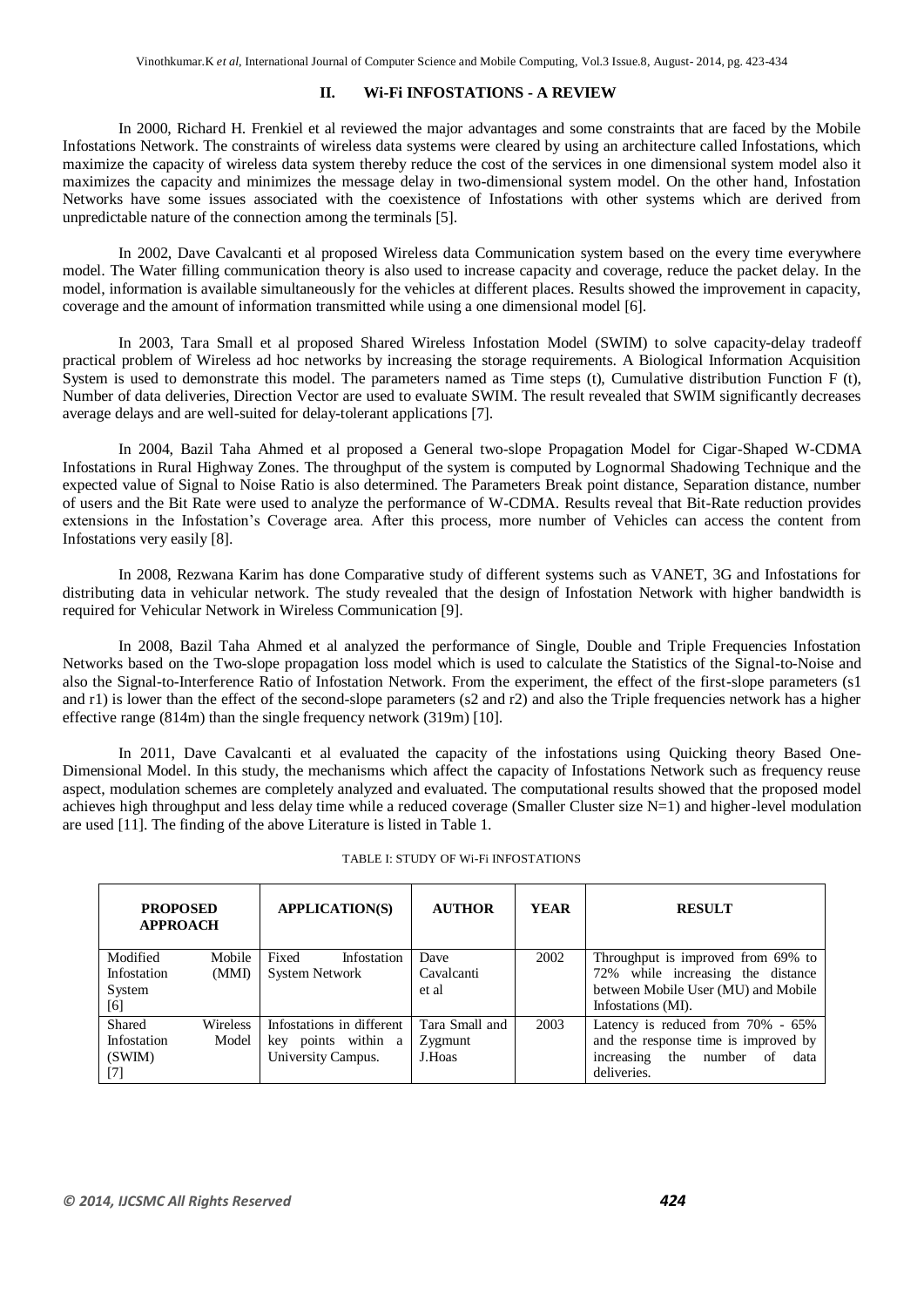## II. Wi-Fi INFOSTATIONS - A REVIEW

In 2000, Richard H. Frenkiel et al reviewed the major advantages and some constraints that are faced by the Mobile Infostations Network. The constraints of wireless data systems were cleared by using an architecture called Infostations, which maximize the capacity of wireless data system thereby reduce the cost of the services in one dimensional system model also it maximizes the capacity and minimizes the message delay in two-dimensional system model. On the other hand, Infostation Networks have some issues associated with the coexistence of Infostations with other systems which are derived from unpredictable nature of the connection among the terminals [5].

In 2002, Dave Cavalcanti et al proposed Wireless data Communication system based on the every time everywhere model. The Water filling communication theory is also used to increase capacity and coverage, reduce the packet delay. In the model, information is available simultaneously for the vehicles at different places. Results showed the improvement in capacity, coverage and the amount of information transmitted while using a one dimensional model [6].

In 2003, Tara Small et al proposed Shared Wireless Infostation Model (SWIM) to solve capacity-delay tradeoff practical problem of Wireless ad hoc networks by increasing the storage requirements. A Biological Information Acquisition System is used to demonstrate this model. The parameters named as Time steps (t), Cumulative distribution Function F (t), Number of data deliveries, Direction Vector are used to evaluate SWIM. The result revealed that SWIM significantly decreases average delays and are well-suited for delay-tolerant applications [7].

In 2004, Bazil Taha Ahmed et al proposed a General two-slope Propagation Model for Cigar-Shaped W-CDMA Infostations in Rural Highway Zones. The throughput of the system is computed by Lognormal Shadowing Technique and the expected value of Signal to Noise Ratio is also determined. The Parameters Break point distance, Separation distance, number of users and the Bit Rate were used to analyze the performance of W-CDMA. Results reveal that Bit-Rate reduction provides extensions in the Infostation's Coverage area. After this process, more number of Vehicles can access the content from Infostations very easily [8].

In 2008, Rezwana Karim has done Comparative study of different systems such as VANET, 3G and Infostations for distributing data in vehicular network. The study revealed that the design of Infostation Network with higher bandwidth is required for Vehicular Network in Wireless Communication [9].

In 2008, Bazil Taha Ahmed et al analyzed the performance of Single, Double and Triple Frequencies Infostation Networks based on the Two-slope propagation loss model which is used to calculate the Statistics of the Signal-to-Noise and also the Signal-to-Interference Ratio of Infostation Network. From the experiment, the effect of the first-slope parameters (s1 and r1) is lower than the effect of the second-slope parameters (s2 and r2) and also the Triple frequencies network has a higher effective range (814m) than the single frequency network (319m) [10].

In 2011, Dave Cavalcanti et al evaluated the capacity of the infostations using Quicking theory Based One-Dimensional Model. In this study, the mechanisms which affect the capacity of Infostations Network such as frequency reuse aspect, modulation schemes are completely analyzed and evaluated. The computational results showed that the proposed model achieves high throughput and less delay time while a reduced coverage (Smaller Cluster size N=1) and higher-level modulation are used [11]. The finding of the above Literature is listed in Table 1.

TABLE I: STUDY OF Wi-Fi INFOSTATIONS

| PROPOSED APPROACH | APPLICATION(S) | AUTHOR | YEAR | RESULT |
|---|---|---|---|---|
| Modified Mobile Infostation (MMI) System [6] | Fixed Infostation System Network | Dave Cavalcanti et al | 2002 | Throughput is improved from 69% to 72% while increasing the distance between Mobile User (MU) and Mobile Infostations (MI). |
| Shared Wireless Infostation Model (SWIM) [7] | Infostations in different key points within a University Campus. | Tara Small and Zygmunt J.Hoas | 2003 | Latency is reduced from 70% - 65% and the response time is improved by increasing the number of data deliveries. |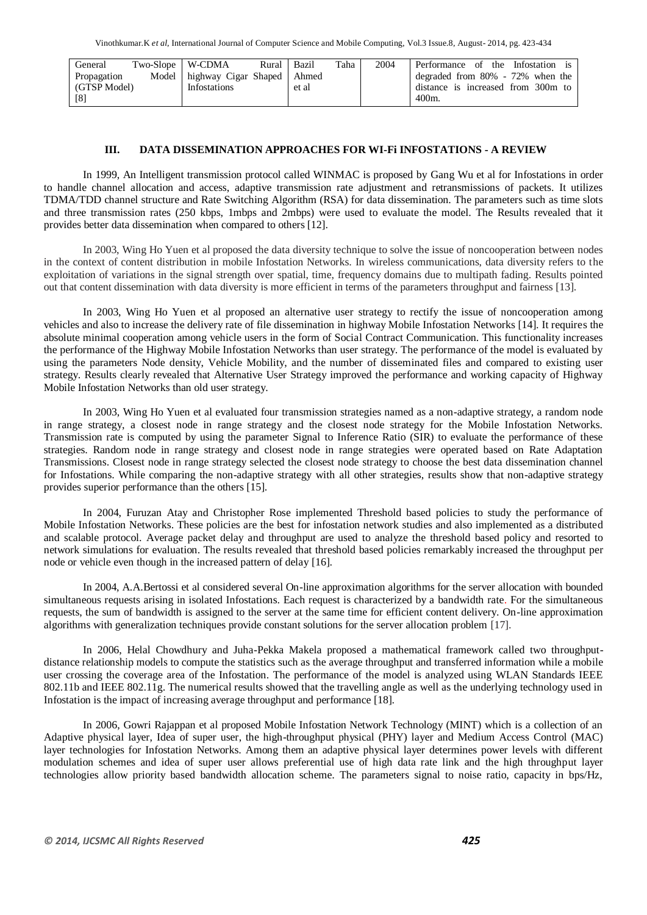| General Two-Slope Propagation Model (GTSP Model) [8] | W-CDMA Rural highway Cigar Shaped Infostations | Bazil Taha Ahmed et al | 2004 | Performance of the Infostation is degraded from 80% - 72% when the distance is increased from 300m to 400m. |
|---|---|---|---|---|

## III. DATA DISSEMINATION APPROACHES FOR WI-Fi INFOSTATIONS - A REVIEW

In 1999, An Intelligent transmission protocol called WINMAC is proposed by Gang Wu et al for Infostations in order to handle channel allocation and access, adaptive transmission rate adjustment and retransmissions of packets. It utilizes TDMA/TDD channel structure and Rate Switching Algorithm (RSA) for data dissemination. The parameters such as time slots and three transmission rates (250 kbps, 1mbps and 2mbps) were used to evaluate the model. The Results revealed that it provides better data dissemination when compared to others [12].

In 2003, Wing Ho Yuen et al proposed the data diversity technique to solve the issue of noncooperation between nodes in the context of content distribution in mobile Infostation Networks. In wireless communications, data diversity refers to the exploitation of variations in the signal strength over spatial, time, frequency domains due to multipath fading. Results pointed out that content dissemination with data diversity is more efficient in terms of the parameters throughput and fairness [13].

In 2003, Wing Ho Yuen et al proposed an alternative user strategy to rectify the issue of noncooperation among vehicles and also to increase the delivery rate of file dissemination in highway Mobile Infostation Networks [14]. It requires the absolute minimal cooperation among vehicle users in the form of Social Contract Communication. This functionality increases the performance of the Highway Mobile Infostation Networks than user strategy. The performance of the model is evaluated by using the parameters Node density, Vehicle Mobility, and the number of disseminated files and compared to existing user strategy. Results clearly revealed that Alternative User Strategy improved the performance and working capacity of Highway Mobile Infostation Networks than old user strategy.

In 2003, Wing Ho Yuen et al evaluated four transmission strategies named as a non-adaptive strategy, a random node in range strategy, a closest node in range strategy and the closest node strategy for the Mobile Infostation Networks. Transmission rate is computed by using the parameter Signal to Inference Ratio (SIR) to evaluate the performance of these strategies. Random node in range strategy and closest node in range strategies were operated based on Rate Adaptation Transmissions. Closest node in range strategy selected the closest node strategy to choose the best data dissemination channel for Infostations. While comparing the non-adaptive strategy with all other strategies, results show that non-adaptive strategy provides superior performance than the others [15].

In 2004, Furuzan Atay and Christopher Rose implemented Threshold based policies to study the performance of Mobile Infostation Networks. These policies are the best for infostation network studies and also implemented as a distributed and scalable protocol. Average packet delay and throughput are used to analyze the threshold based policy and resorted to network simulations for evaluation. The results revealed that threshold based policies remarkably increased the throughput per node or vehicle even though in the increased pattern of delay [16].

In 2004, A.A.Bertossi et al considered several On-line approximation algorithms for the server allocation with bounded simultaneous requests arising in isolated Infostations. Each request is characterized by a bandwidth rate. For the simultaneous requests, the sum of bandwidth is assigned to the server at the same time for efficient content delivery. On-line approximation algorithms with generalization techniques provide constant solutions for the server allocation problem [17].

In 2006, Helal Chowdhury and Juha-Pekka Makela proposed a mathematical framework called two throughput-distance relationship models to compute the statistics such as the average throughput and transferred information while a mobile user crossing the coverage area of the Infostation. The performance of the model is analyzed using WLAN Standards IEEE 802.11b and IEEE 802.11g. The numerical results showed that the travelling angle as well as the underlying technology used in Infostation is the impact of increasing average throughput and performance [18].

In 2006, Gowri Rajappan et al proposed Mobile Infostation Network Technology (MINT) which is a collection of an Adaptive physical layer, Idea of super user, the high-throughput physical (PHY) layer and Medium Access Control (MAC) layer technologies for Infostation Networks. Among them an adaptive physical layer determines power levels with different modulation schemes and idea of super user allows preferential use of high data rate link and the high throughput layer technologies allow priority based bandwidth allocation scheme. The parameters signal to noise ratio, capacity in bps/Hz,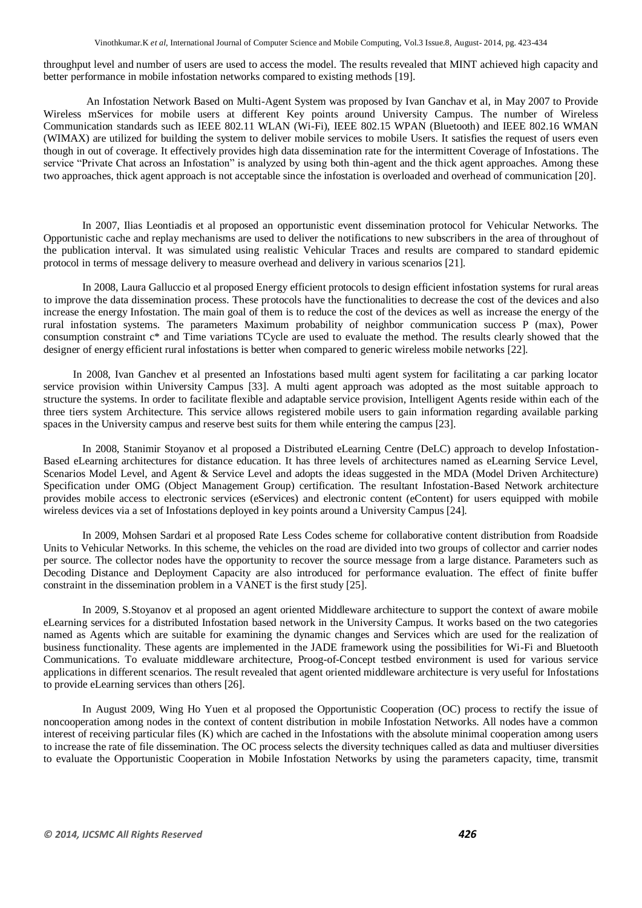throughput level and number of users are used to access the model. The results revealed that MINT achieved high capacity and better performance in mobile infostation networks compared to existing methods [19].

An Infostation Network Based on Multi-Agent System was proposed by Ivan Ganchav et al, in May 2007 to Provide Wireless mServices for mobile users at different Key points around University Campus. The number of Wireless Communication standards such as IEEE 802.11 WLAN (Wi-Fi), IEEE 802.15 WPAN (Bluetooth) and IEEE 802.16 WMAN (WIMAX) are utilized for building the system to deliver mobile services to mobile Users. It satisfies the request of users even though in out of coverage. It effectively provides high data dissemination rate for the intermittent Coverage of Infostations. The service "Private Chat across an Infostation" is analyzed by using both thin-agent and the thick agent approaches. Among these two approaches, thick agent approach is not acceptable since the infostation is overloaded and overhead of communication [20].

In 2007, Ilias Leontiadis et al proposed an opportunistic event dissemination protocol for Vehicular Networks. The Opportunistic cache and replay mechanisms are used to deliver the notifications to new subscribers in the area of throughout of the publication interval. It was simulated using realistic Vehicular Traces and results are compared to standard epidemic protocol in terms of message delivery to measure overhead and delivery in various scenarios [21].

In 2008, Laura Galluccio et al proposed Energy efficient protocols to design efficient infostation systems for rural areas to improve the data dissemination process. These protocols have the functionalities to decrease the cost of the devices and also increase the energy Infostation. The main goal of them is to reduce the cost of the devices as well as increase the energy of the rural infostation systems. The parameters Maximum probability of neighbor communication success P (max), Power consumption constraint c* and Time variations TCycle are used to evaluate the method. The results clearly showed that the designer of energy efficient rural infostations is better when compared to generic wireless mobile networks [22].

In 2008, Ivan Ganchev et al presented an Infostations based multi agent system for facilitating a car parking locator service provision within University Campus [33]. A multi agent approach was adopted as the most suitable approach to structure the systems. In order to facilitate flexible and adaptable service provision, Intelligent Agents reside within each of the three tiers system Architecture. This service allows registered mobile users to gain information regarding available parking spaces in the University campus and reserve best suits for them while entering the campus [23].

In 2008, Stanimir Stoyanov et al proposed a Distributed eLearning Centre (DeLC) approach to develop Infostation-Based eLearning architectures for distance education. It has three levels of architectures named as eLearning Service Level, Scenarios Model Level, and Agent & Service Level and adopts the ideas suggested in the MDA (Model Driven Architecture) Specification under OMG (Object Management Group) certification. The resultant Infostation-Based Network architecture provides mobile access to electronic services (eServices) and electronic content (eContent) for users equipped with mobile wireless devices via a set of Infostations deployed in key points around a University Campus [24].

In 2009, Mohsen Sardari et al proposed Rate Less Codes scheme for collaborative content distribution from Roadside Units to Vehicular Networks. In this scheme, the vehicles on the road are divided into two groups of collector and carrier nodes per source. The collector nodes have the opportunity to recover the source message from a large distance. Parameters such as Decoding Distance and Deployment Capacity are also introduced for performance evaluation. The effect of finite buffer constraint in the dissemination problem in a VANET is the first study [25].

In 2009, S.Stoyanov et al proposed an agent oriented Middleware architecture to support the context of aware mobile eLearning services for a distributed Infostation based network in the University Campus. It works based on the two categories named as Agents which are suitable for examining the dynamic changes and Services which are used for the realization of business functionality. These agents are implemented in the JADE framework using the possibilities for Wi-Fi and Bluetooth Communications. To evaluate middleware architecture, Proog-of-Concept testbed environment is used for various service applications in different scenarios. The result revealed that agent oriented middleware architecture is very useful for Infostations to provide eLearning services than others [26].

In August 2009, Wing Ho Yuen et al proposed the Opportunistic Cooperation (OC) process to rectify the issue of noncooperation among nodes in the context of content distribution in mobile Infostation Networks. All nodes have a common interest of receiving particular files (K) which are cached in the Infostations with the absolute minimal cooperation among users to increase the rate of file dissemination. The OC process selects the diversity techniques called as data and multiuser diversities to evaluate the Opportunistic Cooperation in Mobile Infostation Networks by using the parameters capacity, time, transmit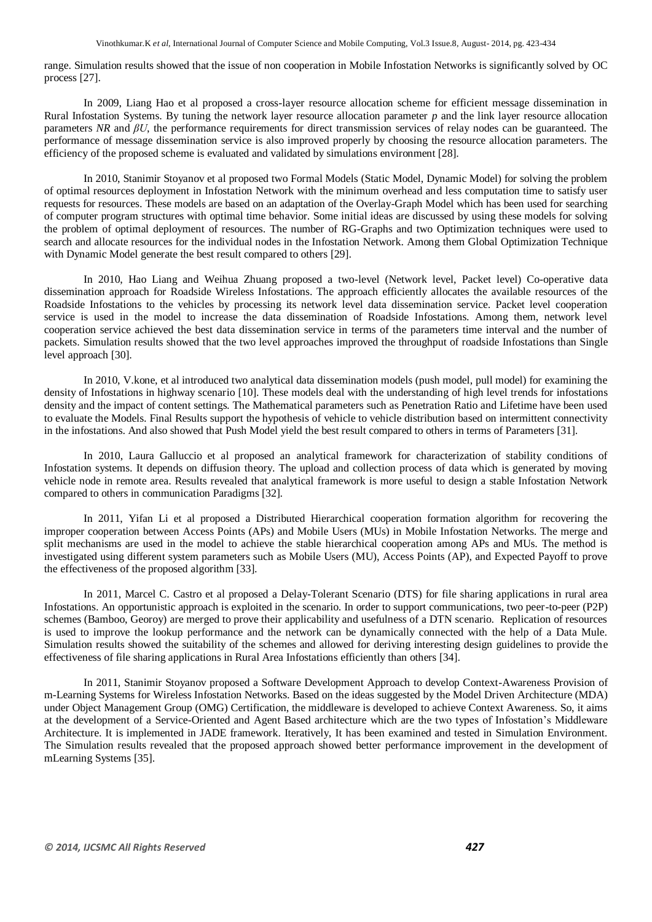range. Simulation results showed that the issue of non cooperation in Mobile Infostation Networks is significantly solved by OC process [27].

In 2009, Liang Hao et al proposed a cross-layer resource allocation scheme for efficient message dissemination in Rural Infostation Systems. By tuning the network layer resource allocation parameter $p$ and the link layer resource allocation parameters $NR$ and $\beta U$, the performance requirements for direct transmission services of relay nodes can be guaranteed. The performance of message dissemination service is also improved properly by choosing the resource allocation parameters. The efficiency of the proposed scheme is evaluated and validated by simulations environment [28].

In 2010, Stanimir Stoyanov et al proposed two Formal Models (Static Model, Dynamic Model) for solving the problem of optimal resources deployment in Infostation Network with the minimum overhead and less computation time to satisfy user requests for resources. These models are based on an adaptation of the Overlay-Graph Model which has been used for searching of computer program structures with optimal time behavior. Some initial ideas are discussed by using these models for solving the problem of optimal deployment of resources. The number of RG-Graphs and two Optimization techniques were used to search and allocate resources for the individual nodes in the Infostation Network. Among them Global Optimization Technique with Dynamic Model generate the best result compared to others [29].

In 2010, Hao Liang and Weihua Zhuang proposed a two-level (Network level, Packet level) Co-operative data dissemination approach for Roadside Wireless Infostations. The approach efficiently allocates the available resources of the Roadside Infostations to the vehicles by processing its network level data dissemination service. Packet level cooperation service is used in the model to increase the data dissemination of Roadside Infostations. Among them, network level cooperation service achieved the best data dissemination service in terms of the parameters time interval and the number of packets. Simulation results showed that the two level approaches improved the throughput of roadside Infostations than Single level approach [30].

In 2010, V.kone, et al introduced two analytical data dissemination models (push model, pull model) for examining the density of Infostations in highway scenario [10]. These models deal with the understanding of high level trends for infostations density and the impact of content settings. The Mathematical parameters such as Penetration Ratio and Lifetime have been used to evaluate the Models. Final Results support the hypothesis of vehicle to vehicle distribution based on intermittent connectivity in the infostations. And also showed that Push Model yield the best result compared to others in terms of Parameters [31].

In 2010, Laura Galluccio et al proposed an analytical framework for characterization of stability conditions of Infostation systems. It depends on diffusion theory. The upload and collection process of data which is generated by moving vehicle node in remote area. Results revealed that analytical framework is more useful to design a stable Infostation Network compared to others in communication Paradigms [32].

In 2011, Yifan Li et al proposed a Distributed Hierarchical cooperation formation algorithm for recovering the improper cooperation between Access Points (APs) and Mobile Users (MUs) in Mobile Infostation Networks. The merge and split mechanisms are used in the model to achieve the stable hierarchical cooperation among APs and MUs. The method is investigated using different system parameters such as Mobile Users (MU), Access Points (AP), and Expected Payoff to prove the effectiveness of the proposed algorithm [33].

In 2011, Marcel C. Castro et al proposed a Delay-Tolerant Scenario (DTS) for file sharing applications in rural area Infostations. An opportunistic approach is exploited in the scenario. In order to support communications, two peer-to-peer (P2P) schemes (Bamboo, Georoy) are merged to prove their applicability and usefulness of a DTN scenario. Replication of resources is used to improve the lookup performance and the network can be dynamically connected with the help of a Data Mule. Simulation results showed the suitability of the schemes and allowed for deriving interesting design guidelines to provide the effectiveness of file sharing applications in Rural Area Infostations efficiently than others [34].

In 2011, Stanimir Stoyanov proposed a Software Development Approach to develop Context-Awareness Provision of m-Learning Systems for Wireless Infostation Networks. Based on the ideas suggested by the Model Driven Architecture (MDA) under Object Management Group (OMG) Certification, the middleware is developed to achieve Context Awareness. So, it aims at the development of a Service-Oriented and Agent Based architecture which are the two types of Infostation's Middleware Architecture. It is implemented in JADE framework. Iteratively, It has been examined and tested in Simulation Environment. The Simulation results revealed that the proposed approach showed better performance improvement in the development of mLearning Systems [35].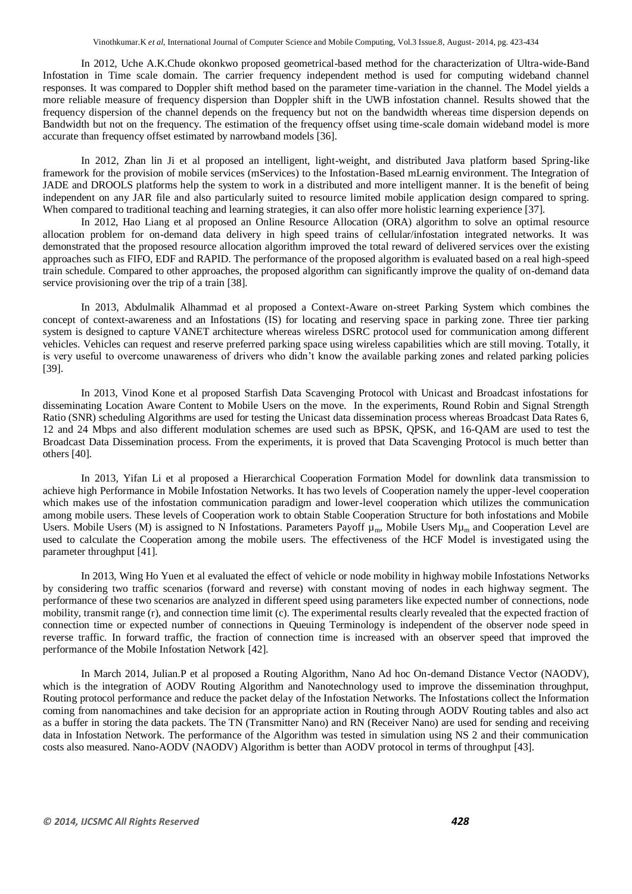In 2012, Uche A.K.Chude okonkwo proposed geometrical-based method for the characterization of Ultra-wide-Band Infostation in Time scale domain. The carrier frequency independent method is used for computing wideband channel responses. It was compared to Doppler shift method based on the parameter time-variation in the channel. The Model yields a more reliable measure of frequency dispersion than Doppler shift in the UWB infostation channel. Results showed that the frequency dispersion of the channel depends on the frequency but not on the bandwidth whereas time dispersion depends on Bandwidth but not on the frequency. The estimation of the frequency offset using time-scale domain wideband model is more accurate than frequency offset estimated by narrowband models [36].

In 2012, Zhan lin Ji et al proposed an intelligent, light-weight, and distributed Java platform based Spring-like framework for the provision of mobile services (mServices) to the Infostation-Based mLearnig environment. The Integration of JADE and DROOLS platforms help the system to work in a distributed and more intelligent manner. It is the benefit of being independent on any JAR file and also particularly suited to resource limited mobile application design compared to spring. When compared to traditional teaching and learning strategies, it can also offer more holistic learning experience [37].

In 2012, Hao Liang et al proposed an Online Resource Allocation (ORA) algorithm to solve an optimal resource allocation problem for on-demand data delivery in high speed trains of cellular/infostation integrated networks. It was demonstrated that the proposed resource allocation algorithm improved the total reward of delivered services over the existing approaches such as FIFO, EDF and RAPID. The performance of the proposed algorithm is evaluated based on a real high-speed train schedule. Compared to other approaches, the proposed algorithm can significantly improve the quality of on-demand data service provisioning over the trip of a train [38].

In 2013, Abdulmalik Alhammad et al proposed a Context-Aware on-street Parking System which combines the concept of context-awareness and an Infostations (IS) for locating and reserving space in parking zone. Three tier parking system is designed to capture VANET architecture whereas wireless DSRC protocol used for communication among different vehicles. Vehicles can request and reserve preferred parking space using wireless capabilities which are still moving. Totally, it is very useful to overcome unawareness of drivers who didn't know the available parking zones and related parking policies [39].

In 2013, Vinod Kone et al proposed Starfish Data Scavenging Protocol with Unicast and Broadcast infostations for disseminating Location Aware Content to Mobile Users on the move. In the experiments, Round Robin and Signal Strength Ratio (SNR) scheduling Algorithms are used for testing the Unicast data dissemination process whereas Broadcast Data Rates 6, 12 and 24 Mbps and also different modulation schemes are used such as BPSK, QPSK, and 16-QAM are used to test the Broadcast Data Dissemination process. From the experiments, it is proved that Data Scavenging Protocol is much better than others [40].

In 2013, Yifan Li et al proposed a Hierarchical Cooperation Formation Model for downlink data transmission to achieve high Performance in Mobile Infostation Networks. It has two levels of Cooperation namely the upper-level cooperation which makes use of the infostation communication paradigm and lower-level cooperation which utilizes the communication among mobile users. These levels of Cooperation work to obtain Stable Cooperation Structure for both infostations and Mobile Users. Mobile Users (M) is assigned to N Infostations. Parameters Payoff $\mu_m$, Mobile Users $M\mu_m$ and Cooperation Level are used to calculate the Cooperation among the mobile users. The effectiveness of the HCF Model is investigated using the parameter throughput [41].

In 2013, Wing Ho Yuen et al evaluated the effect of vehicle or node mobility in highway mobile Infostations Networks by considering two traffic scenarios (forward and reverse) with constant moving of nodes in each highway segment. The performance of these two scenarios are analyzed in different speed using parameters like expected number of connections, node mobility, transmit range (r), and connection time limit (c). The experimental results clearly revealed that the expected fraction of connection time or expected number of connections in Queuing Terminology is independent of the observer node speed in reverse traffic. In forward traffic, the fraction of connection time is increased with an observer speed that improved the performance of the Mobile Infostation Network [42].

In March 2014, Julian.P et al proposed a Routing Algorithm, Nano Ad hoc On-demand Distance Vector (NAODV), which is the integration of AODV Routing Algorithm and Nanotechnology used to improve the dissemination throughput, Routing protocol performance and reduce the packet delay of the Infostation Networks. The Infostations collect the Information coming from nanomachines and take decision for an appropriate action in Routing through AODV Routing tables and also act as a buffer in storing the data packets. The TN (Transmitter Nano) and RN (Receiver Nano) are used for sending and receiving data in Infostation Network. The performance of the Algorithm was tested in simulation using NS 2 and their communication costs also measured. Nano-AODV (NAODV) Algorithm is better than AODV protocol in terms of throughput [43].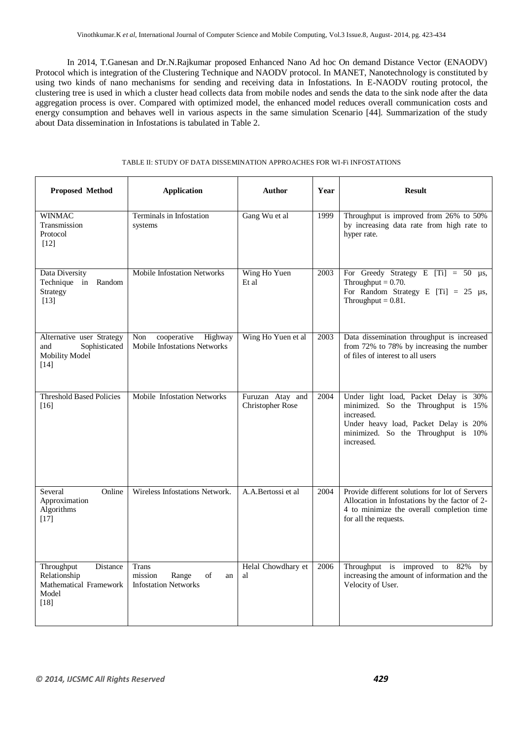In 2014, T.Ganesan and Dr.N.Rajkumar proposed Enhanced Nano Ad hoc On demand Distance Vector (ENAODV) Protocol which is integration of the Clustering Technique and NAODV protocol. In MANET, Nanotechnology is constituted by using two kinds of nano mechanisms for sending and receiving data in Infostations. In E-NAODV routing protocol, the clustering tree is used in which a cluster head collects data from mobile nodes and sends the data to the sink node after the data aggregation process is over. Compared with optimized model, the enhanced model reduces overall communication costs and energy consumption and behaves well in various aspects in the same simulation Scenario [44]. Summarization of the study about Data dissemination in Infostations is tabulated in Table 2.

TABLE II: STUDY OF DATA DISSEMINATION APPROACHES FOR WI-Fi INFOSTATIONS

| Proposed Method | Application | Author | Year | Result |
|---|---|---|---|---|
| WINMAC Transmission Protocol [12] | Terminals in Infostation systems | Gang Wu et al | 1999 | Throughput is improved from 26% to 50% by increasing data rate from high rate to hyper rate. |
| Data Diversity Technique in Random Strategy [13] | Mobile Infostation Networks | Wing Ho Yuen Et al | 2003 | For Greedy Strategy E [Ti] = 50 µs, Throughput = 0.70. For Random Strategy E [Ti] = 25 µs, Throughput = 0.81. |
| Alternative user Strategy and Sophisticated Mobility Model [14] | Non cooperative Highway Mobile Infostations Networks | Wing Ho Yuen et al | 2003 | Data dissemination throughput is increased from 72% to 78% by increasing the number of files of interest to all users |
| Threshold Based Policies [16] | Mobile Infostation Networks | Furuzan Atay and Christopher Rose | 2004 | Under light load, Packet Delay is 30% minimized. So the Throughput is 15% increased. Under heavy load, Packet Delay is 20% minimized. So the Throughput is 10% increased. |
| Several Online Approximation Algorithms [17] | Wireless Infostations Network. | A.A.Bertossi et al | 2004 | Provide different solutions for lot of Servers Allocation in Infostations by the factor of 2-4 to minimize the overall completion time for all the requests. |
| Throughput Distance Relationship Mathematical Framework Model [18] | Trans mission Range of an Infostation Networks | Helal Chowdhary et al | 2006 | Throughput is improved to 82% by increasing the amount of information and the Velocity of User. |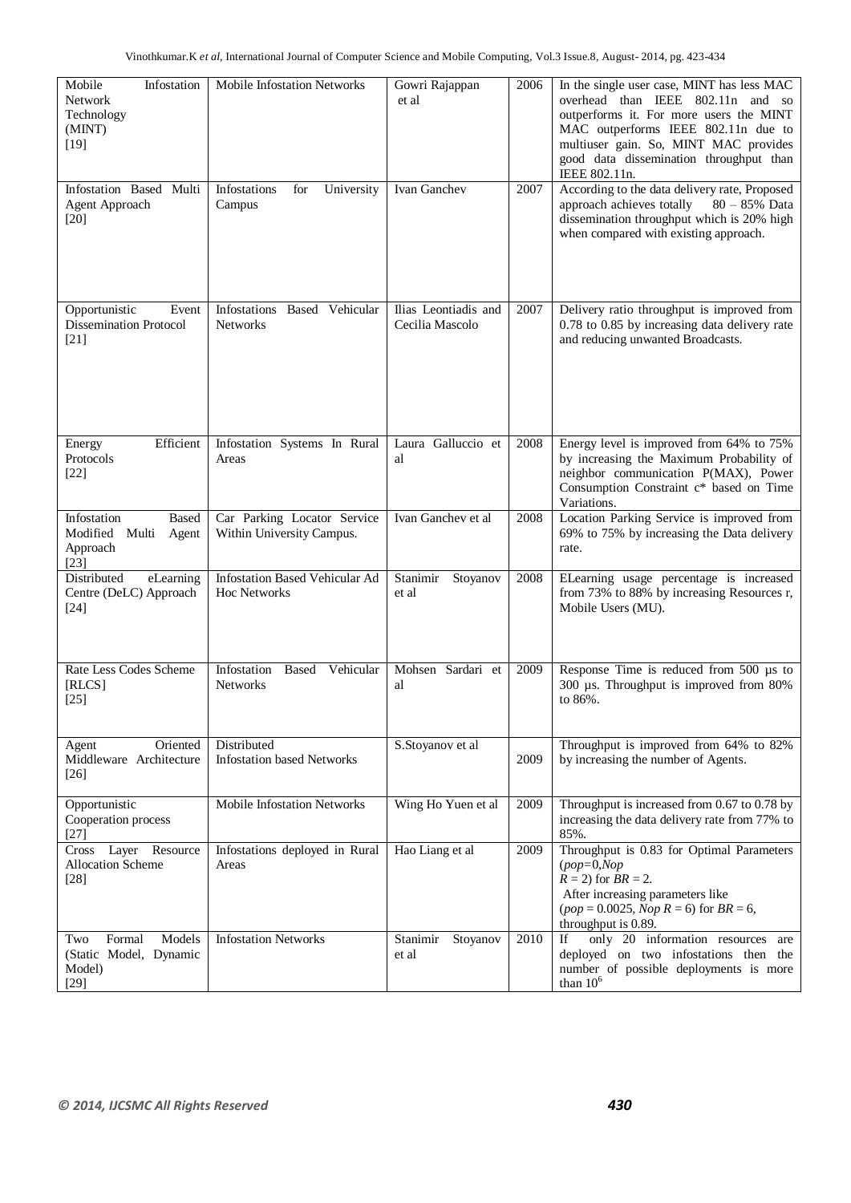| Mobile Infostation Network Technology (MINT) [19] | Mobile Infostation Networks | Gowri Rajappan et al | 2006 | In the single user case, MINT has less MAC overhead than IEEE 802.11n and so outperforms it. For more users the MINT MAC outperforms IEEE 802.11n due to multiuser gain. So, MINT MAC provides good data dissemination throughput than IEEE 802.11n. |
|---|---|---|---|---|
| Infostation Based Multi Agent Approach [20] | Infostations for University Campus | Ivan Ganchev | 2007 | According to the data delivery rate, Proposed approach achieves totally 80 – 85% Data dissemination throughput which is 20% high when compared with existing approach. |
| Opportunistic Event Dissemination Protocol [21] | Infostations Based Vehicular Networks | Ilias Leontiadis and Cecilia Mascolo | 2007 | Delivery ratio throughput is improved from 0.78 to 0.85 by increasing data delivery rate and reducing unwanted Broadcasts. |
| Energy Efficient Protocols [22] | Infostation Systems In Rural Areas | Laura Galluccio et al | 2008 | Energy level is improved from 64% to 75% by increasing the Maximum Probability of neighbor communication P(MAX), Power Consumption Constraint c* based on Time Variations. |
| Infostation Based Modified Multi Agent Approach [23] | Car Parking Locator Service Within University Campus. | Ivan Ganchev et al | 2008 | Location Parking Service is improved from 69% to 75% by increasing the Data delivery rate. |
| Distributed eLearning Centre (DeLC) Approach [24] | Infostation Based Vehicular Ad Hoc Networks | Stanimir Stoyanov et al | 2008 | ELearning usage percentage is increased from 73% to 88% by increasing Resources r, Mobile Users (MU). |
| Rate Less Codes Scheme [RLCS] [25] | Infostation Based Vehicular Networks | Mohsen Sardari et al | 2009 | Response Time is reduced from 500 µs to 300 µs. Throughput is improved from 80% to 86%. |
| Agent Oriented Middleware Architecture [26] | Distributed Infostation based Networks | S.Stoyanov et al | 2009 | Throughput is improved from 64% to 82% by increasing the number of Agents. |
| Opportunistic Cooperation process [27] | Mobile Infostation Networks | Wing Ho Yuen et al | 2009 | Throughput is increased from 0.67 to 0.78 by increasing the data delivery rate from 77% to 85%. |
| Cross Layer Resource Allocation Scheme [28] | Infostations deployed in Rural Areas | Hao Liang et al | 2009 | Throughput is 0.83 for Optimal Parameters ($pop$=0,$Nop$ $R$ = 2) for $BR$ = 2. After increasing parameters like ($pop$ = 0.0025, $Nop$ $R$ = 6) for $BR$ = 6, throughput is 0.89. |
| Two Formal Models (Static Model, Dynamic Model) [29] | Infostation Networks | Stanimir Stoyanov et al | 2010 | If only 20 information resources are deployed on two infostations then the number of possible deployments is more than $10^6$ |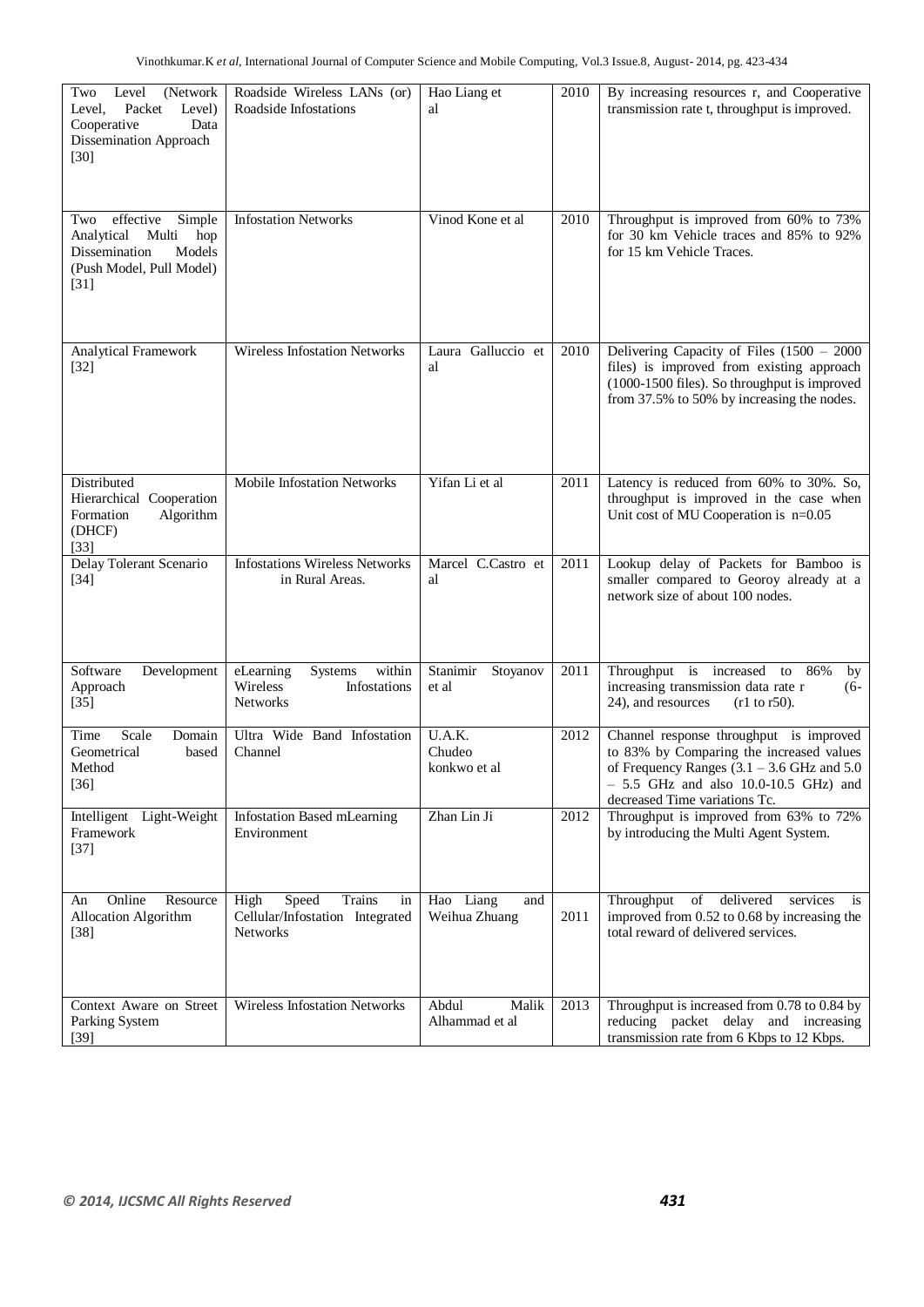| Two Level (Network Level, Packet Level) Cooperative Data Dissemination Approach [30] | Roadside Wireless LANs (or) Roadside Infostations | Hao Liang et al | 2010 | By increasing resources r, and Cooperative transmission rate t, throughput is improved. |
|---|---|---|---|---|
| Two effective Simple Analytical Multi hop Dissemination Models (Push Model, Pull Model) [31] | Infostation Networks | Vinod Kone et al | 2010 | Throughput is improved from 60% to 73% for 30 km Vehicle traces and 85% to 92% for 15 km Vehicle Traces. |
| Analytical Framework [32] | Wireless Infostation Networks | Laura Galluccio et al | 2010 | Delivering Capacity of Files (1500 – 2000 files) is improved from existing approach (1000-1500 files). So throughput is improved from 37.5% to 50% by increasing the nodes. |
| Distributed Hierarchical Cooperation Formation Algorithm (DHCF) [33] | Mobile Infostation Networks | Yifan Li et al | 2011 | Latency is reduced from 60% to 30%. So, throughput is improved in the case when Unit cost of MU Cooperation is n=0.05 |
| Delay Tolerant Scenario [34] | Infostations Wireless Networks in Rural Areas. | Marcel C.Castro et al | 2011 | Lookup delay of Packets for Bamboo is smaller compared to Georoy already at a network size of about 100 nodes. |
| Software Development Approach [35] | eLearning Systems within Wireless Infostations Networks | Stanimir Stoyanov et al | 2011 | Throughput is increased to 86% by increasing transmission data rate r (6-24), and resources (r1 to r50). |
| Time Scale Domain Geometrical based Method [36] | Ultra Wide Band Infostation Channel | U.A.K. Chudeo konkwo et al | 2012 | Channel response throughput is improved to 83% by Comparing the increased values of Frequency Ranges (3.1 – 3.6 GHz and 5.0 – 5.5 GHz and also 10.0-10.5 GHz) and decreased Time variations Tc. |
| Intelligent Light-Weight Framework [37] | Infostation Based mLearning Environment | Zhan Lin Ji | 2012 | Throughput is improved from 63% to 72% by introducing the Multi Agent System. |
| An Online Resource Allocation Algorithm [38] | High Speed Trains in Cellular/Infostation Integrated Networks | Hao Liang and Weihua Zhuang | 2011 | Throughput of delivered services is improved from 0.52 to 0.68 by increasing the total reward of delivered services. |
| Context Aware on Street Parking System [39] | Wireless Infostation Networks | Abdul Malik Alhammad et al | 2013 | Throughput is increased from 0.78 to 0.84 by reducing packet delay and increasing transmission rate from 6 Kbps to 12 Kbps. |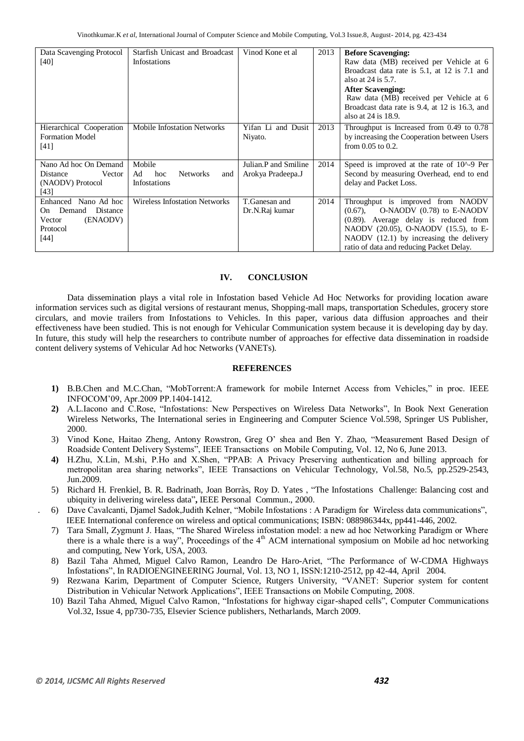| Data Scavenging Protocol [40] | Starfish Unicast and Broadcast Infostations | Vinod Kone et al | 2013 | **Before Scavenging:** Raw data (MB) received per Vehicle at 6 Broadcast data rate is 5.1, at 12 is 7.1 and also at 24 is 5.7. **After Scavenging:** Raw data (MB) received per Vehicle at 6 Broadcast data rate is 9.4, at 12 is 16.3, and also at 24 is 18.9. |
|---|---|---|---|---|
| Hierarchical Cooperation Formation Model [41] | Mobile Infostation Networks | Yifan Li and Dusit Niyato. | 2013 | Throughput is Increased from 0.49 to 0.78 by increasing the Cooperation between Users from 0.05 to 0.2. |
| Nano Ad hoc On Demand Distance Vector (NAODV) Protocol [43] | Mobile Ad hoc Networks and Infostations | Julian.P and Smiline Arokya Pradeepa.J | 2014 | Speed is improved at the rate of 10^-9 Per Second by measuring Overhead, end to end delay and Packet Loss. |
| Enhanced Nano Ad hoc On Demand Distance Vector (ENAODV) Protocol [44] | Wireless Infostation Networks | T.Ganesan and Dr.N.Raj kumar | 2014 | Throughput is improved from NAODV (0.67), O-NAODV (0.78) to E-NAODV (0.89). Average delay is reduced from NAODV (20.05), O-NAODV (15.5), to E-NAODV (12.1) by increasing the delivery ratio of data and reducing Packet Delay. |

## IV. CONCLUSION

Data dissemination plays a vital role in Infostation based Vehicle Ad Hoc Networks for providing location aware information services such as digital versions of restaurant menus, Shopping-mall maps, transportation Schedules, grocery store circulars, and movie trailers from Infostations to Vehicles. In this paper, various data diffusion approaches and their effectiveness have been studied. This is not enough for Vehicular Communication system because it is developing day by day. In future, this study will help the researchers to contribute number of approaches for effective data dissemination in roadside content delivery systems of Vehicular Ad hoc Networks (VANETs).

## REFERENCES

1) B.B.Chen and M.C.Chan, "MobTorrent:A framework for mobile Internet Access from Vehicles," in proc. IEEE INFOCOM'09, Apr.2009 PP.1404-1412.
2) A.L.Iacono and C.Rose, "Infostations: New Perspectives on Wireless Data Networks", In Book Next Generation Wireless Networks, The International series in Engineering and Computer Science Vol.598, Springer US Publisher, 2000.
3) Vinod Kone, Haitao Zheng, Antony Rowstron, Greg O' shea and Ben Y. Zhao, "Measurement Based Design of Roadside Content Delivery Systems", IEEE Transactions on Mobile Computing, Vol. 12, No 6, June 2013.
4) H.Zhu, X.Lin, M.shi, P.Ho and X.Shen, "PPAB: A Privacy Preserving authentication and billing approach for metropolitan area sharing networks", IEEE Transactions on Vehicular Technology, Vol.58, No.5, pp.2529-2543, Jun.2009.
5) Richard H. Frenkiel, B. R. Badrinath, Joan Borràs, Roy D. Yates , "The Infostations Challenge: Balancing cost and ubiquity in delivering wireless data", IEEE Personal Commun., 2000.
6) Dave Cavalcanti, Djamel Sadok,Judith Kelner, "Mobile Infostations : A Paradigm for Wireless data communications", IEEE International conference on wireless and optical communications; ISBN: 088986344x, pp441-446, 2002.
7) Tara Small, Zygmunt J. Haas, "The Shared Wireless infostation model: a new ad hoc Networking Paradigm or Where there is a whale there is a way", Proceedings of the 4th ACM international symposium on Mobile ad hoc networking and computing, New York, USA, 2003.
8) Bazil Taha Ahmed, Miguel Calvo Ramon, Leandro De Haro-Ariet, "The Performance of W-CDMA Highways Infostations", In RADIOENGINEERING Journal, Vol. 13, NO 1, ISSN:1210-2512, pp 42-44, April 2004.
9) Rezwana Karim, Department of Computer Science, Rutgers University, "VANET: Superior system for content Distribution in Vehicular Network Applications", IEEE Transactions on Mobile Computing, 2008.
10) Bazil Taha Ahmed, Miguel Calvo Ramon, "Infostations for highway cigar-shaped cells", Computer Communications Vol.32, Issue 4, pp730-735, Elsevier Science publishers, Netharlands, March 2009.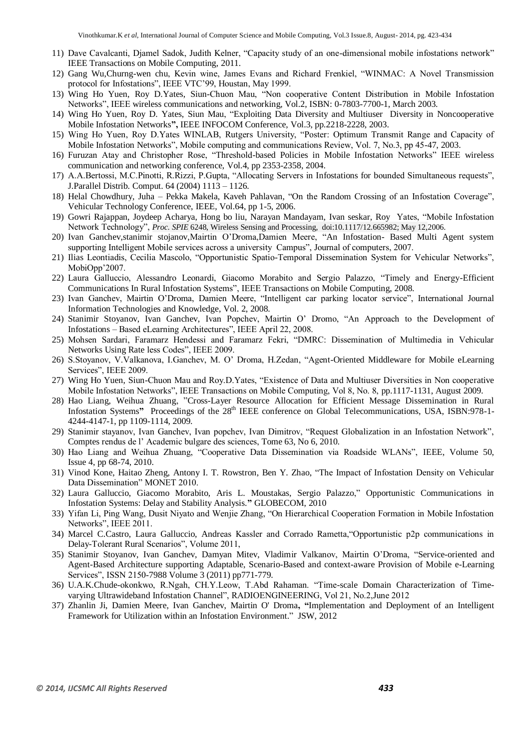11) Dave Cavalcanti, Djamel Sadok, Judith Kelner, "Capacity study of an one-dimensional mobile infostations network" IEEE Transactions on Mobile Computing, 2011.
12) Gang Wu,Churng-wen chu, Kevin wine, James Evans and Richard Frenkiel, "WINMAC: A Novel Transmission protocol for Infostations", IEEE VTC'99, Houstan, May 1999.
13) Wing Ho Yuen, Roy D.Yates, Siun-Chuon Mau, "Non cooperative Content Distribution in Mobile Infostation Networks", IEEE wireless communications and networking, Vol.2, ISBN: 0-7803-7700-1, March 2003.
14) Wing Ho Yuen, Roy D. Yates, Siun Mau, "Exploiting Data Diversity and Multiuser Diversity in Noncooperative Mobile Infostation Networks**"**, IEEE INFOCOM Conference, Vol.3, pp.2218-2228, 2003.
15) Wing Ho Yuen, Roy D.Yates WINLAB, Rutgers University, "Poster: Optimum Transmit Range and Capacity of Mobile Infostation Networks", Mobile computing and communications Review, Vol. 7, No.3, pp 45-47, 2003.
16) Furuzan Atay and Christopher Rose, "Threshold-based Policies in Mobile Infostation Networks" IEEE wireless communication and networking conference, Vol.4, pp 2353-2358, 2004.
17) A.A.Bertossi, M.C.Pinotti, R.Rizzi, P.Gupta, "Allocating Servers in Infostations for bounded Simultaneous requests", J.Parallel Distrib. Comput. 64 (2004) 1113 – 1126.
18) Helal Chowdhury, Juha – Pekka Makela, Kaveh Pahlavan, "On the Random Crossing of an Infostation Coverage", Vehicular Technology Conference, IEEE, Vol.64, pp 1-5, 2006.
19) Gowri Rajappan, Joydeep Acharya, Hong bo liu, Narayan Mandayam, Ivan seskar, Roy Yates, "Mobile Infostation Network Technology", *Proc. SPIE* 6248, Wireless Sensing and Processing, doi:10.1117/12.665982; May 12,2006.
20) Ivan Ganchev,stanimir stojanov,Mairtin O'Droma,Damien Meere, "An Infostation- Based Multi Agent system supporting Intelligent Mobile services across a university Campus", Journal of computers, 2007.
21) Ilias Leontiadis, Cecilia Mascolo, "Opportunistic Spatio-Temporal Dissemination System for Vehicular Networks", MobiOpp'2007.
22) Laura Galluccio, Alessandro Leonardi, Giacomo Morabito and Sergio Palazzo, "Timely and Energy-Efficient Communications In Rural Infostation Systems", IEEE Transactions on Mobile Computing, 2008.
23) Ivan Ganchev, Mairtin O'Droma, Damien Meere, "Intelligent car parking locator service", International Journal Information Technologies and Knowledge, Vol. 2, 2008.
24) Stanimir Stoyanov, Ivan Ganchev, Ivan Popchev, Mairtin O' Dromo, "An Approach to the Development of Infostations – Based eLearning Architectures", IEEE April 22, 2008.
25) Mohsen Sardari, Faramarz Hendessi and Faramarz Fekri, "DMRC: Dissemination of Multimedia in Vehicular Networks Using Rate less Codes", IEEE 2009.
26) S.Stoyanov, V.Valkanova, I.Ganchev, M. O' Droma, H.Zedan, "Agent-Oriented Middleware for Mobile eLearning Services", IEEE 2009.
27) Wing Ho Yuen, Siun-Chuon Mau and Roy.D.Yates, "Existence of Data and Multiuser Diversities in Non cooperative Mobile Infostation Networks", IEEE Transactions on Mobile Computing, Vol 8, No. 8, pp.1117-1131, August 2009.
28) Hao Liang, Weihua Zhuang, "Cross-Layer Resource Allocation for Efficient Message Dissemination in Rural Infostation Systems**"** Proceedings of the 28th IEEE conference on Global Telecommunications, USA, ISBN:978-1-4244-4147-1, pp 1109-1114, 2009.
29) Stanimir stayanov, Ivan Ganchev, Ivan popchev, Ivan Dimitrov, "Request Globalization in an Infostation Network", Comptes rendus de l' Academic bulgare des sciences, Tome 63, No 6, 2010.
30) Hao Liang and Weihua Zhuang, "Cooperative Data Dissemination via Roadside WLANs", IEEE, Volume 50, Issue 4, pp 68-74, 2010.
31) Vinod Kone, Haitao Zheng, Antony I. T. Rowstron, Ben Y. Zhao, "The Impact of Infostation Density on Vehicular Data Dissemination" MONET 2010.
32) Laura Galluccio, Giacomo Morabito, Aris L. Moustakas, Sergio Palazzo," Opportunistic Communications in Infostation Systems: Delay and Stability Analysis.**"** GLOBECOM, 2010
33) Yifan Li, Ping Wang, Dusit Niyato and Wenjie Zhang, "On Hierarchical Cooperation Formation in Mobile Infostation Networks", IEEE 2011.
34) Marcel C.Castro, Laura Galluccio, Andreas Kassler and Corrado Rametta,"Opportunistic p2p communications in Delay-Tolerant Rural Scenarios", Volume 2011,
35) Stanimir Stoyanov, Ivan Ganchev, Damyan Mitev, Vladimir Valkanov, Mairtin O'Droma, "Service-oriented and Agent-Based Architecture supporting Adaptable, Scenario-Based and context-aware Provision of Mobile e-Learning Services", ISSN 2150-7988 Volume 3 (2011) pp771-779.
36) U.A.K.Chude-okonkwo, R.Ngah, CH.Y.Leow, T.Abd Rahaman. "Time-scale Domain Characterization of Time-varying Ultrawideband Infostation Channel", RADIOENGINEERING, Vol 21, No.2,June 2012
37) Zhanlin Ji, Damien Meere, Ivan Ganchev, Mairtin O' Droma**, "**Implementation and Deployment of an Intelligent Framework for Utilization within an Infostation Environment." JSW, 2012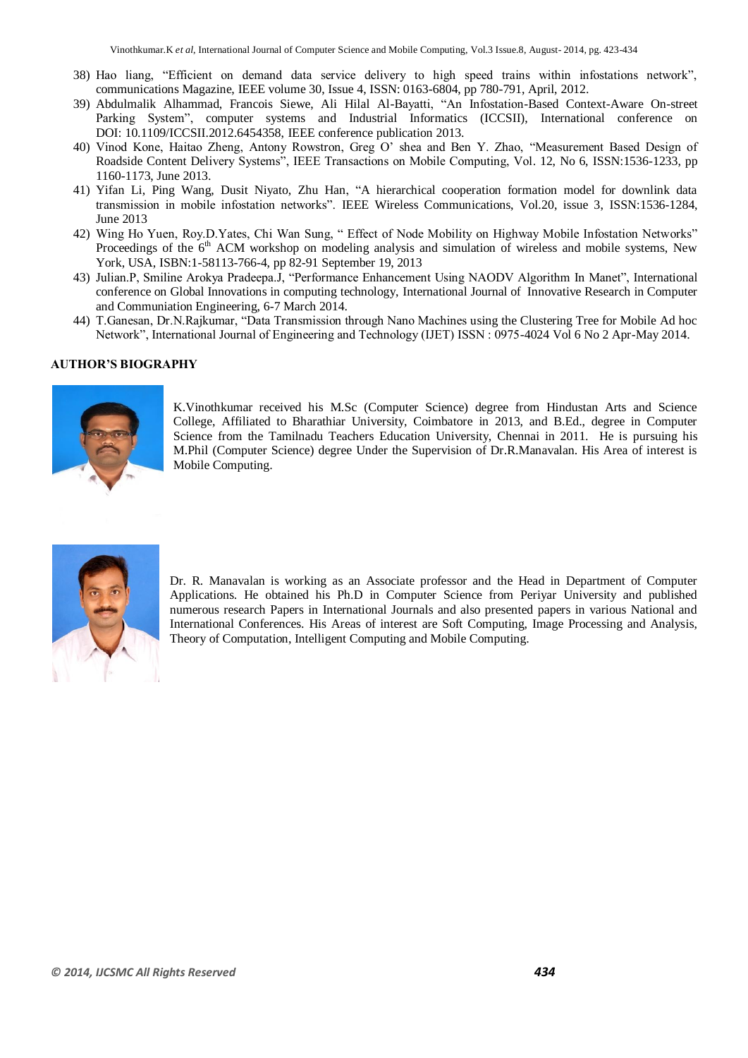38) Hao liang, "Efficient on demand data service delivery to high speed trains within infostations network", communications Magazine, IEEE volume 30, Issue 4, ISSN: 0163-6804, pp 780-791, April, 2012.
39) Abdulmalik Alhammad, Francois Siewe, Ali Hilal Al-Bayatti, "An Infostation-Based Context-Aware On-street Parking System", computer systems and Industrial Informatics (ICCSII), International conference on DOI: 10.1109/ICCSII.2012.6454358, IEEE conference publication 2013.
40) Vinod Kone, Haitao Zheng, Antony Rowstron, Greg O' shea and Ben Y. Zhao, "Measurement Based Design of Roadside Content Delivery Systems", IEEE Transactions on Mobile Computing, Vol. 12, No 6, ISSN:1536-1233, pp 1160-1173, June 2013.
41) Yifan Li, Ping Wang, Dusit Niyato, Zhu Han, "A hierarchical cooperation formation model for downlink data transmission in mobile infostation networks". IEEE Wireless Communications, Vol.20, issue 3, ISSN:1536-1284, June 2013
42) Wing Ho Yuen, Roy.D.Yates, Chi Wan Sung, " Effect of Node Mobility on Highway Mobile Infostation Networks" Proceedings of the 6th ACM workshop on modeling analysis and simulation of wireless and mobile systems, New York, USA, ISBN:1-58113-766-4, pp 82-91 September 19, 2013
43) Julian.P, Smiline Arokya Pradeepa.J, "Performance Enhancement Using NAODV Algorithm In Manet", International conference on Global Innovations in computing technology, International Journal of Innovative Research in Computer and Communiation Engineering, 6-7 March 2014.
44) T.Ganesan, Dr.N.Rajkumar, "Data Transmission through Nano Machines using the Clustering Tree for Mobile Ad hoc Network", International Journal of Engineering and Technology (IJET) ISSN : 0975-4024 Vol 6 No 2 Apr-May 2014.

**AUTHOR'S BIOGRAPHY**

K.Vinothkumar received his M.Sc (Computer Science) degree from Hindustan Arts and Science College, Affiliated to Bharathiar University, Coimbatore in 2013, and B.Ed., degree in Computer Science from the Tamilnadu Teachers Education University, Chennai in 2011. He is pursuing his M.Phil (Computer Science) degree Under the Supervision of Dr.R.Manavalan. His Area of interest is Mobile Computing.

Dr. R. Manavalan is working as an Associate professor and the Head in Department of Computer Applications. He obtained his Ph.D in Computer Science from Periyar University and published numerous research Papers in International Journals and also presented papers in various National and International Conferences. His Areas of interest are Soft Computing, Image Processing and Analysis, Theory of Computation, Intelligent Computing and Mobile Computing.